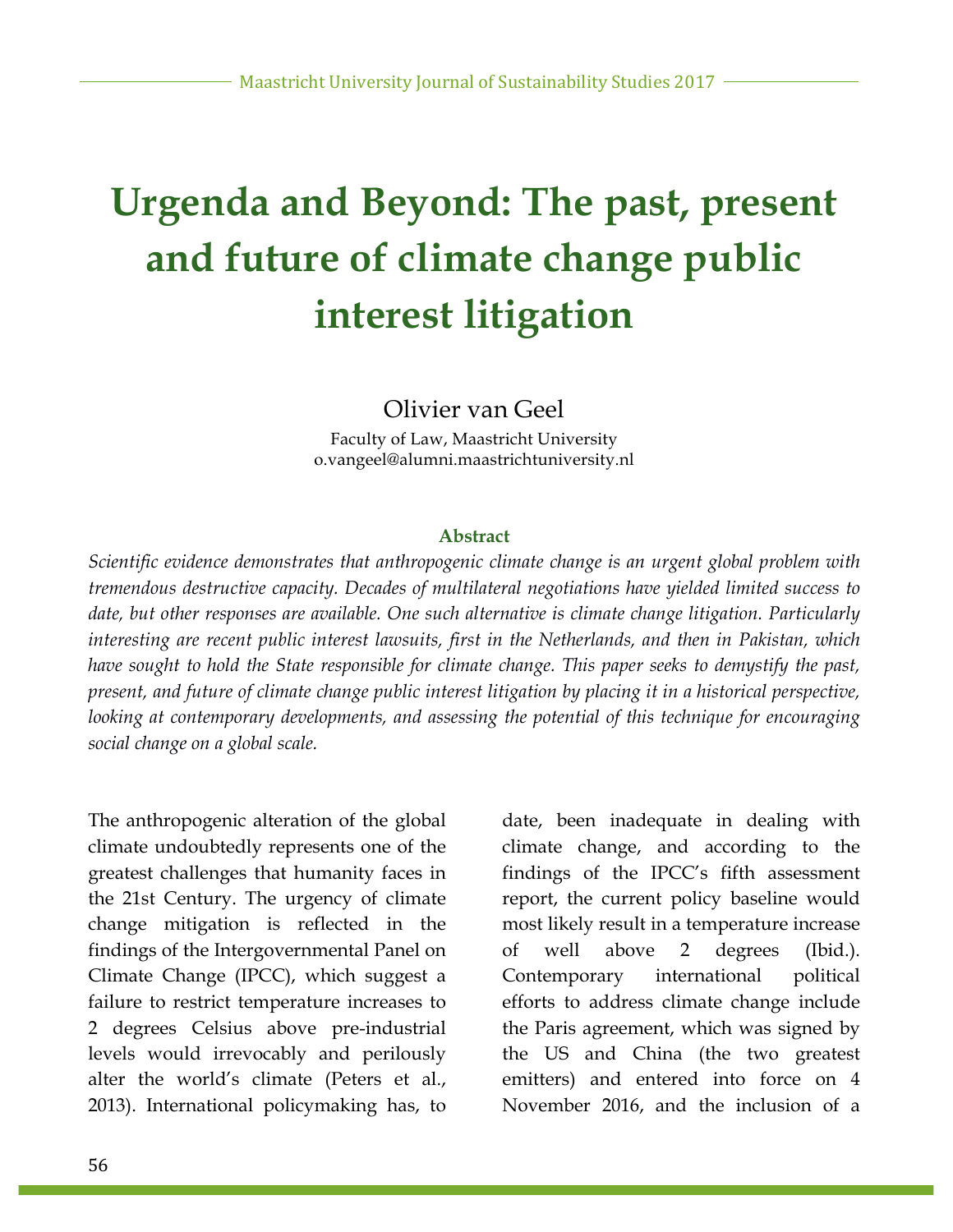# Urgenda and Beyond: The past, present and future of climate change public interest litigation

Olivier van Geel

Faculty of Law, Maastricht University
o.vangeel@alumni.maastrichtuniversity.nl

### Abstract

*Scientific evidence demonstrates that anthropogenic climate change is an urgent global problem with tremendous destructive capacity. Decades of multilateral negotiations have yielded limited success to date, but other responses are available. One such alternative is climate change litigation. Particularly interesting are recent public interest lawsuits, first in the Netherlands, and then in Pakistan, which have sought to hold the State responsible for climate change. This paper seeks to demystify the past, present, and future of climate change public interest litigation by placing it in a historical perspective, looking at contemporary developments, and assessing the potential of this technique for encouraging social change on a global scale.*

The anthropogenic alteration of the global climate undoubtedly represents one of the greatest challenges that humanity faces in the 21st Century. The urgency of climate change mitigation is reflected in the findings of the Intergovernmental Panel on Climate Change (IPCC), which suggest a failure to restrict temperature increases to 2 degrees Celsius above pre-industrial levels would irrevocably and perilously alter the world's climate (Peters et al., 2013). International policymaking has, to date, been inadequate in dealing with climate change, and according to the findings of the IPCC's fifth assessment report, the current policy baseline would most likely result in a temperature increase of well above 2 degrees (Ibid.). Contemporary international political efforts to address climate change include the Paris agreement, which was signed by the US and China (the two greatest emitters) and entered into force on 4 November 2016, and the inclusion of a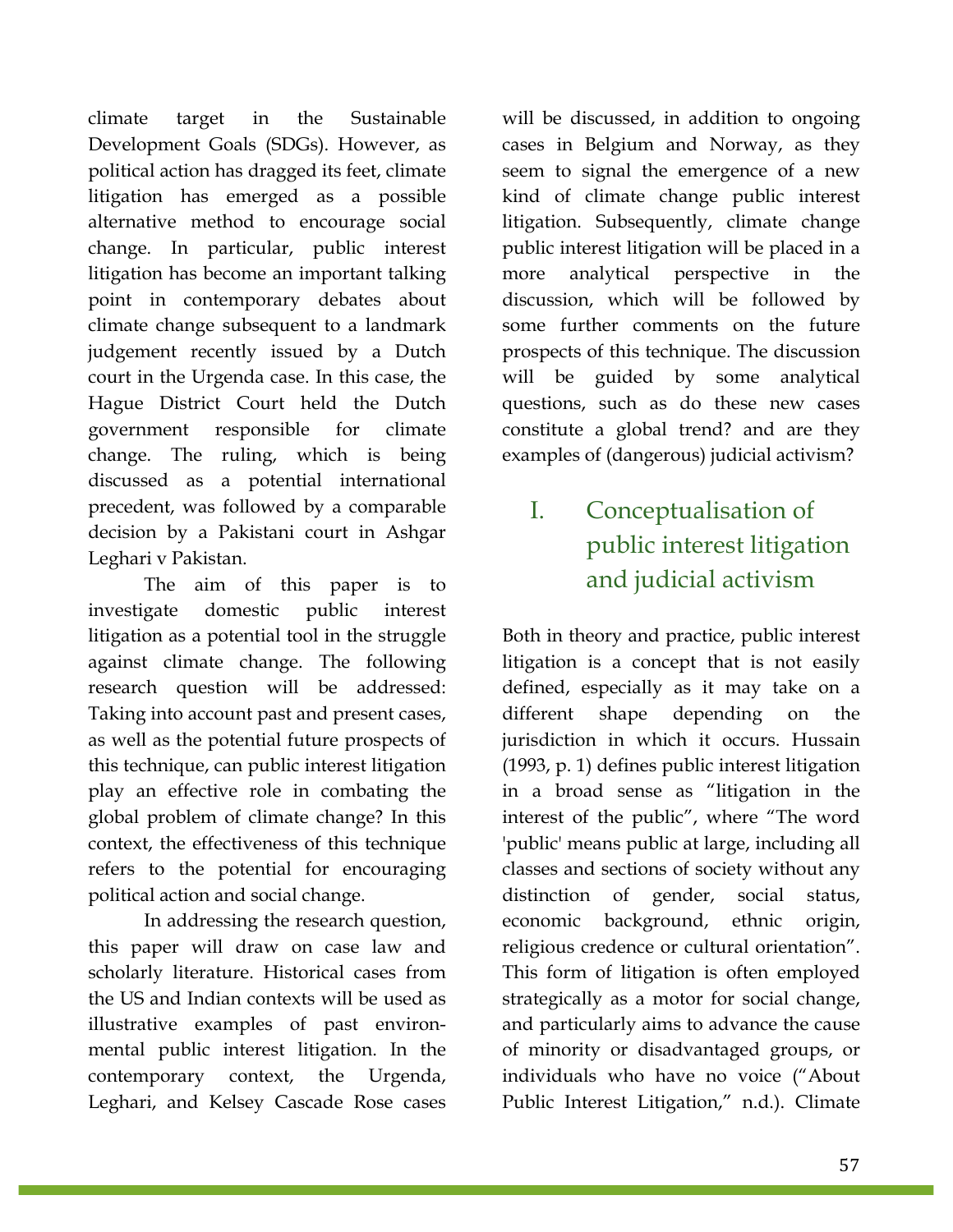climate target in the Sustainable Development Goals (SDGs). However, as political action has dragged its feet, climate litigation has emerged as a possible alternative method to encourage social change. In particular, public interest litigation has become an important talking point in contemporary debates about climate change subsequent to a landmark judgement recently issued by a Dutch court in the Urgenda case. In this case, the Hague District Court held the Dutch government responsible for climate change. The ruling, which is being discussed as a potential international precedent, was followed by a comparable decision by a Pakistani court in Ashgar Leghari v Pakistan.

The aim of this paper is to investigate domestic public interest litigation as a potential tool in the struggle against climate change. The following research question will be addressed: Taking into account past and present cases, as well as the potential future prospects of this technique, can public interest litigation play an effective role in combating the global problem of climate change? In this context, the effectiveness of this technique refers to the potential for encouraging political action and social change.

In addressing the research question, this paper will draw on case law and scholarly literature. Historical cases from the US and Indian contexts will be used as illustrative examples of past environmental public interest litigation. In the contemporary context, the Urgenda, Leghari, and Kelsey Cascade Rose cases will be discussed, in addition to ongoing cases in Belgium and Norway, as they seem to signal the emergence of a new kind of climate change public interest litigation. Subsequently, climate change public interest litigation will be placed in a more analytical perspective in the discussion, which will be followed by some further comments on the future prospects of this technique. The discussion will be guided by some analytical questions, such as do these new cases constitute a global trend? and are they examples of (dangerous) judicial activism?

## I. Conceptualisation of public interest litigation and judicial activism

Both in theory and practice, public interest litigation is a concept that is not easily defined, especially as it may take on a different shape depending on the jurisdiction in which it occurs. Hussain (1993, p. 1) defines public interest litigation in a broad sense as "litigation in the interest of the public", where "The word 'public' means public at large, including all classes and sections of society without any distinction of gender, social status, economic background, ethnic origin, religious credence or cultural orientation". This form of litigation is often employed strategically as a motor for social change, and particularly aims to advance the cause of minority or disadvantaged groups, or individuals who have no voice ("About Public Interest Litigation," n.d.). Climate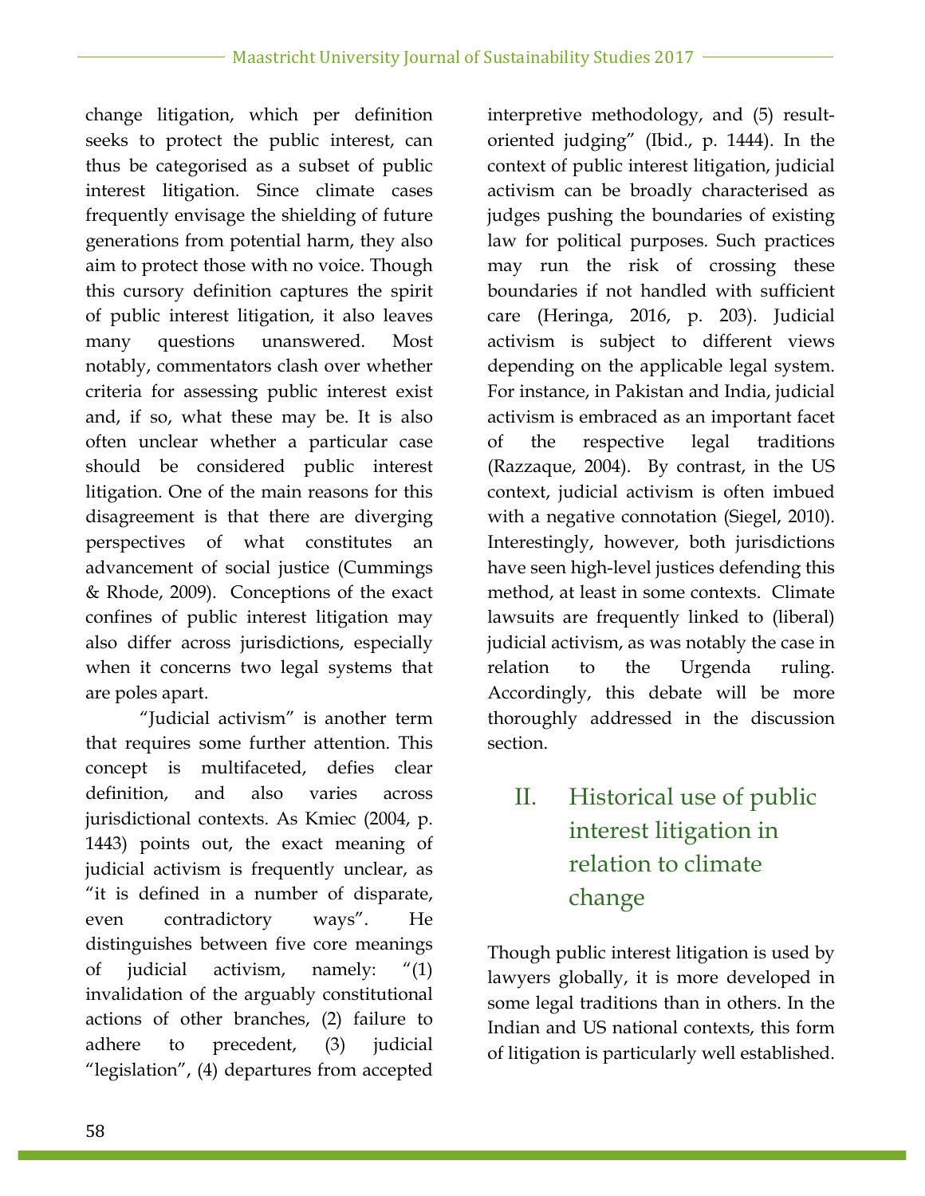change litigation, which per definition seeks to protect the public interest, can thus be categorised as a subset of public interest litigation. Since climate cases frequently envisage the shielding of future generations from potential harm, they also aim to protect those with no voice. Though this cursory definition captures the spirit of public interest litigation, it also leaves many questions unanswered. Most notably, commentators clash over whether criteria for assessing public interest exist and, if so, what these may be. It is also often unclear whether a particular case should be considered public interest litigation. One of the main reasons for this disagreement is that there are diverging perspectives of what constitutes an advancement of social justice (Cummings & Rhode, 2009). Conceptions of the exact confines of public interest litigation may also differ across jurisdictions, especially when it concerns two legal systems that are poles apart.

"Judicial activism" is another term that requires some further attention. This concept is multifaceted, defies clear definition, and also varies across jurisdictional contexts. As Kmiec (2004, p. 1443) points out, the exact meaning of judicial activism is frequently unclear, as "it is defined in a number of disparate, even contradictory ways". He distinguishes between five core meanings of judicial activism, namely: "(1) invalidation of the arguably constitutional actions of other branches, (2) failure to adhere to precedent, (3) judicial "legislation", (4) departures from accepted interpretive methodology, and (5) result-oriented judging" (Ibid., p. 1444). In the context of public interest litigation, judicial activism can be broadly characterised as judges pushing the boundaries of existing law for political purposes. Such practices may run the risk of crossing these boundaries if not handled with sufficient care (Heringa, 2016, p. 203). Judicial activism is subject to different views depending on the applicable legal system. For instance, in Pakistan and India, judicial activism is embraced as an important facet of the respective legal traditions (Razzaque, 2004). By contrast, in the US context, judicial activism is often imbued with a negative connotation (Siegel, 2010). Interestingly, however, both jurisdictions have seen high-level justices defending this method, at least in some contexts. Climate lawsuits are frequently linked to (liberal) judicial activism, as was notably the case in relation to the Urgenda ruling. Accordingly, this debate will be more thoroughly addressed in the discussion section.

## II. Historical use of public interest litigation in relation to climate change

Though public interest litigation is used by lawyers globally, it is more developed in some legal traditions than in others. In the Indian and US national contexts, this form of litigation is particularly well established.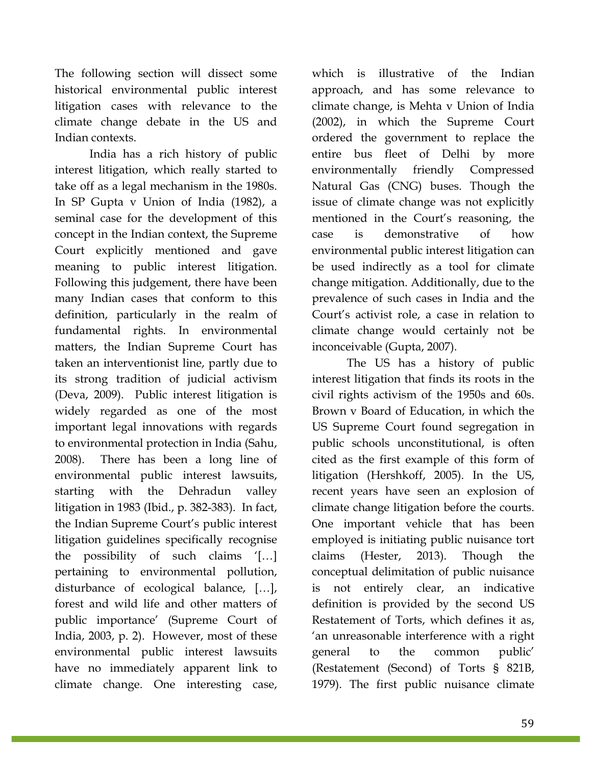The following section will dissect some historical environmental public interest litigation cases with relevance to the climate change debate in the US and Indian contexts.

India has a rich history of public interest litigation, which really started to take off as a legal mechanism in the 1980s. In SP Gupta v Union of India (1982), a seminal case for the development of this concept in the Indian context, the Supreme Court explicitly mentioned and gave meaning to public interest litigation. Following this judgement, there have been many Indian cases that conform to this definition, particularly in the realm of fundamental rights. In environmental matters, the Indian Supreme Court has taken an interventionist line, partly due to its strong tradition of judicial activism (Deva, 2009). Public interest litigation is widely regarded as one of the most important legal innovations with regards to environmental protection in India (Sahu, 2008). There has been a long line of environmental public interest lawsuits, starting with the Dehradun valley litigation in 1983 (Ibid., p. 382-383). In fact, the Indian Supreme Court's public interest litigation guidelines specifically recognise the possibility of such claims '[…] pertaining to environmental pollution, disturbance of ecological balance, […], forest and wild life and other matters of public importance' (Supreme Court of India, 2003, p. 2). However, most of these environmental public interest lawsuits have no immediately apparent link to climate change. One interesting case, which is illustrative of the Indian approach, and has some relevance to climate change, is Mehta v Union of India (2002), in which the Supreme Court ordered the government to replace the entire bus fleet of Delhi by more environmentally friendly Compressed Natural Gas (CNG) buses. Though the issue of climate change was not explicitly mentioned in the Court's reasoning, the case is demonstrative of how environmental public interest litigation can be used indirectly as a tool for climate change mitigation. Additionally, due to the prevalence of such cases in India and the Court's activist role, a case in relation to climate change would certainly not be inconceivable (Gupta, 2007).

The US has a history of public interest litigation that finds its roots in the civil rights activism of the 1950s and 60s. Brown v Board of Education, in which the US Supreme Court found segregation in public schools unconstitutional, is often cited as the first example of this form of litigation (Hershkoff, 2005). In the US, recent years have seen an explosion of climate change litigation before the courts. One important vehicle that has been employed is initiating public nuisance tort claims (Hester, 2013). Though the conceptual delimitation of public nuisance is not entirely clear, an indicative definition is provided by the second US Restatement of Torts, which defines it as, 'an unreasonable interference with a right general to the common public' (Restatement (Second) of Torts § 821B, 1979). The first public nuisance climate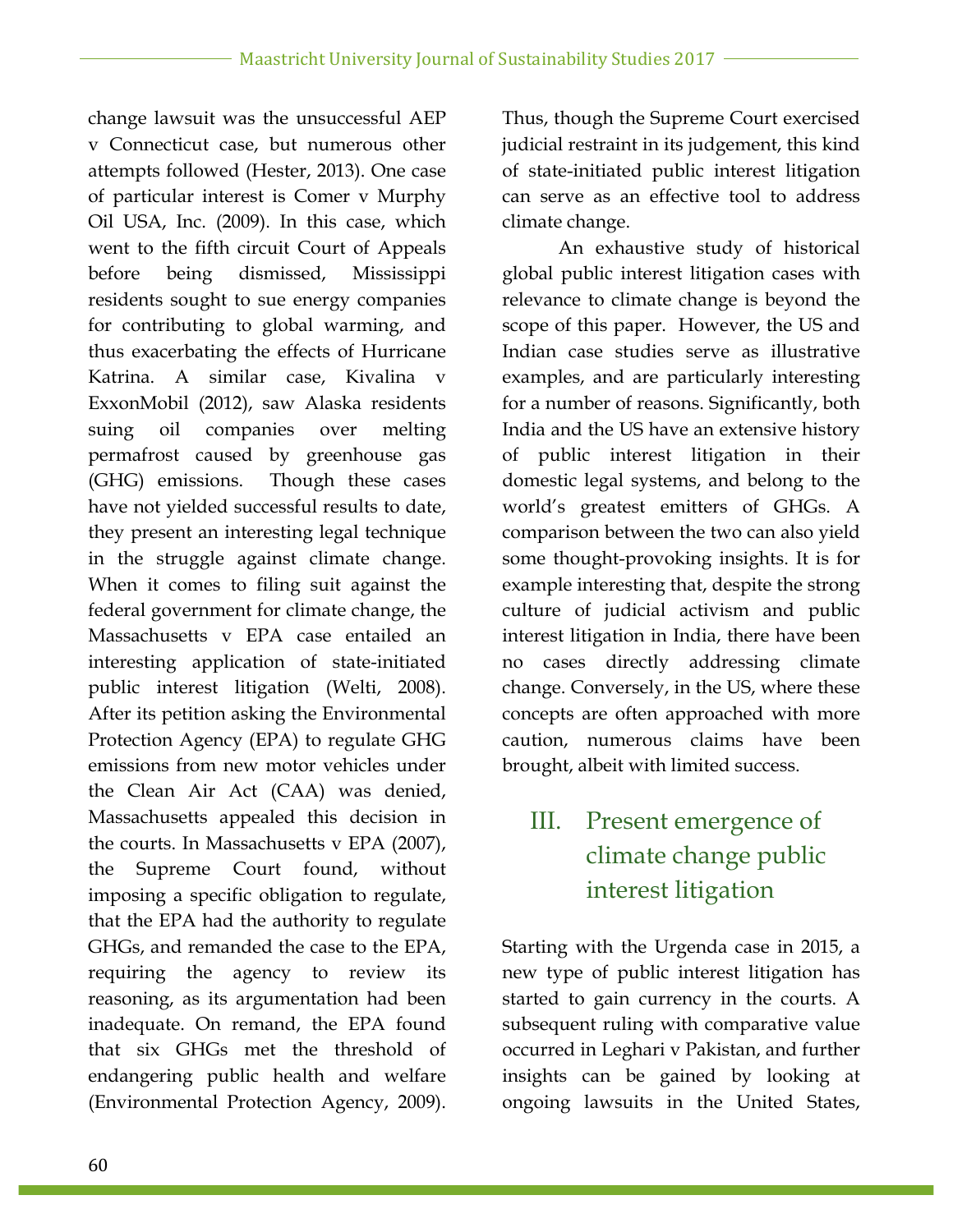change lawsuit was the unsuccessful AEP v Connecticut case, but numerous other attempts followed (Hester, 2013). One case of particular interest is Comer v Murphy Oil USA, Inc. (2009). In this case, which went to the fifth circuit Court of Appeals before being dismissed, Mississippi residents sought to sue energy companies for contributing to global warming, and thus exacerbating the effects of Hurricane Katrina. A similar case, Kivalina v ExxonMobil (2012), saw Alaska residents suing oil companies over melting permafrost caused by greenhouse gas (GHG) emissions. Though these cases have not yielded successful results to date, they present an interesting legal technique in the struggle against climate change. When it comes to filing suit against the federal government for climate change, the Massachusetts v EPA case entailed an interesting application of state-initiated public interest litigation (Welti, 2008). After its petition asking the Environmental Protection Agency (EPA) to regulate GHG emissions from new motor vehicles under the Clean Air Act (CAA) was denied, Massachusetts appealed this decision in the courts. In Massachusetts v EPA (2007), the Supreme Court found, without imposing a specific obligation to regulate, that the EPA had the authority to regulate GHGs, and remanded the case to the EPA, requiring the agency to review its reasoning, as its argumentation had been inadequate. On remand, the EPA found that six GHGs met the threshold of endangering public health and welfare (Environmental Protection Agency, 2009). Thus, though the Supreme Court exercised judicial restraint in its judgement, this kind of state-initiated public interest litigation can serve as an effective tool to address climate change.

An exhaustive study of historical global public interest litigation cases with relevance to climate change is beyond the scope of this paper. However, the US and Indian case studies serve as illustrative examples, and are particularly interesting for a number of reasons. Significantly, both India and the US have an extensive history of public interest litigation in their domestic legal systems, and belong to the world's greatest emitters of GHGs. A comparison between the two can also yield some thought-provoking insights. It is for example interesting that, despite the strong culture of judicial activism and public interest litigation in India, there have been no cases directly addressing climate change. Conversely, in the US, where these concepts are often approached with more caution, numerous claims have been brought, albeit with limited success.

## III. Present emergence of climate change public interest litigation

Starting with the Urgenda case in 2015, a new type of public interest litigation has started to gain currency in the courts. A subsequent ruling with comparative value occurred in Leghari v Pakistan, and further insights can be gained by looking at ongoing lawsuits in the United States,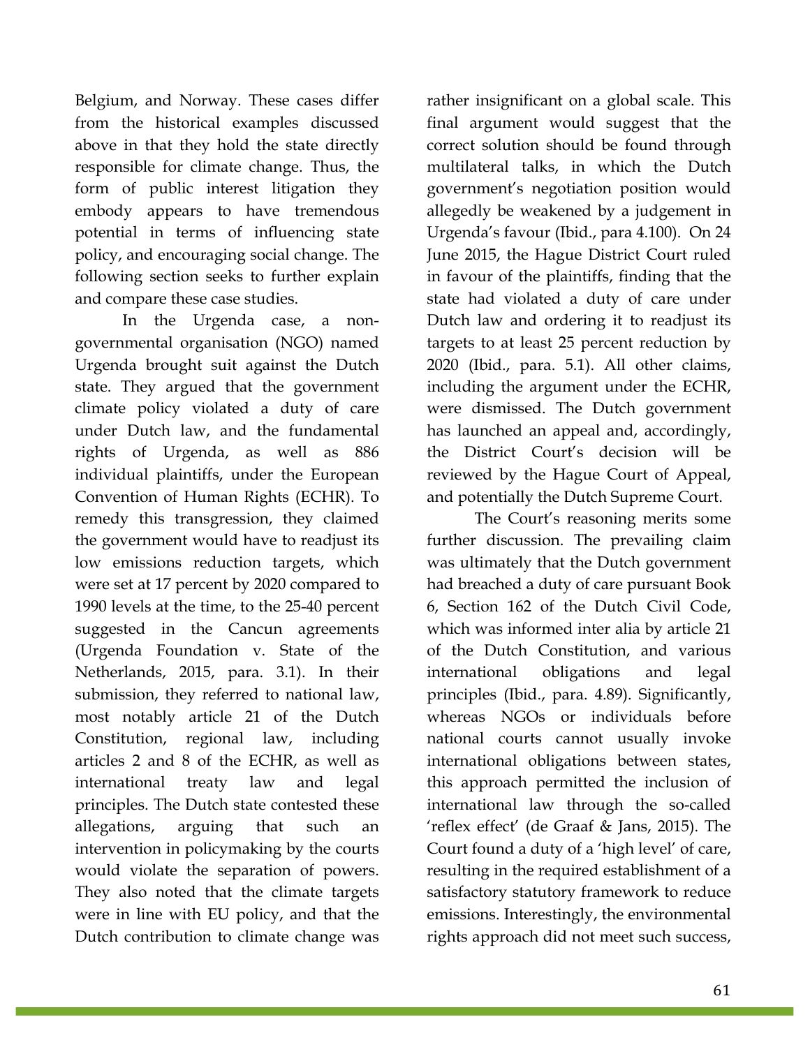Belgium, and Norway. These cases differ from the historical examples discussed above in that they hold the state directly responsible for climate change. Thus, the form of public interest litigation they embody appears to have tremendous potential in terms of influencing state policy, and encouraging social change. The following section seeks to further explain and compare these case studies.

In the Urgenda case, a non-governmental organisation (NGO) named Urgenda brought suit against the Dutch state. They argued that the government climate policy violated a duty of care under Dutch law, and the fundamental rights of Urgenda, as well as 886 individual plaintiffs, under the European Convention of Human Rights (ECHR). To remedy this transgression, they claimed the government would have to readjust its low emissions reduction targets, which were set at 17 percent by 2020 compared to 1990 levels at the time, to the 25-40 percent suggested in the Cancun agreements (Urgenda Foundation v. State of the Netherlands, 2015, para. 3.1). In their submission, they referred to national law, most notably article 21 of the Dutch Constitution, regional law, including articles 2 and 8 of the ECHR, as well as international treaty law and legal principles. The Dutch state contested these allegations, arguing that such an intervention in policymaking by the courts would violate the separation of powers. They also noted that the climate targets were in line with EU policy, and that the Dutch contribution to climate change was rather insignificant on a global scale. This final argument would suggest that the correct solution should be found through multilateral talks, in which the Dutch government's negotiation position would allegedly be weakened by a judgement in Urgenda's favour (Ibid., para 4.100). On 24 June 2015, the Hague District Court ruled in favour of the plaintiffs, finding that the state had violated a duty of care under Dutch law and ordering it to readjust its targets to at least 25 percent reduction by 2020 (Ibid., para. 5.1). All other claims, including the argument under the ECHR, were dismissed. The Dutch government has launched an appeal and, accordingly, the District Court's decision will be reviewed by the Hague Court of Appeal, and potentially the Dutch Supreme Court.

The Court's reasoning merits some further discussion. The prevailing claim was ultimately that the Dutch government had breached a duty of care pursuant Book 6, Section 162 of the Dutch Civil Code, which was informed inter alia by article 21 of the Dutch Constitution, and various international obligations and legal principles (Ibid., para. 4.89). Significantly, whereas NGOs or individuals before national courts cannot usually invoke international obligations between states, this approach permitted the inclusion of international law through the so-called 'reflex effect' (de Graaf & Jans, 2015). The Court found a duty of a 'high level' of care, resulting in the required establishment of a satisfactory statutory framework to reduce emissions. Interestingly, the environmental rights approach did not meet such success,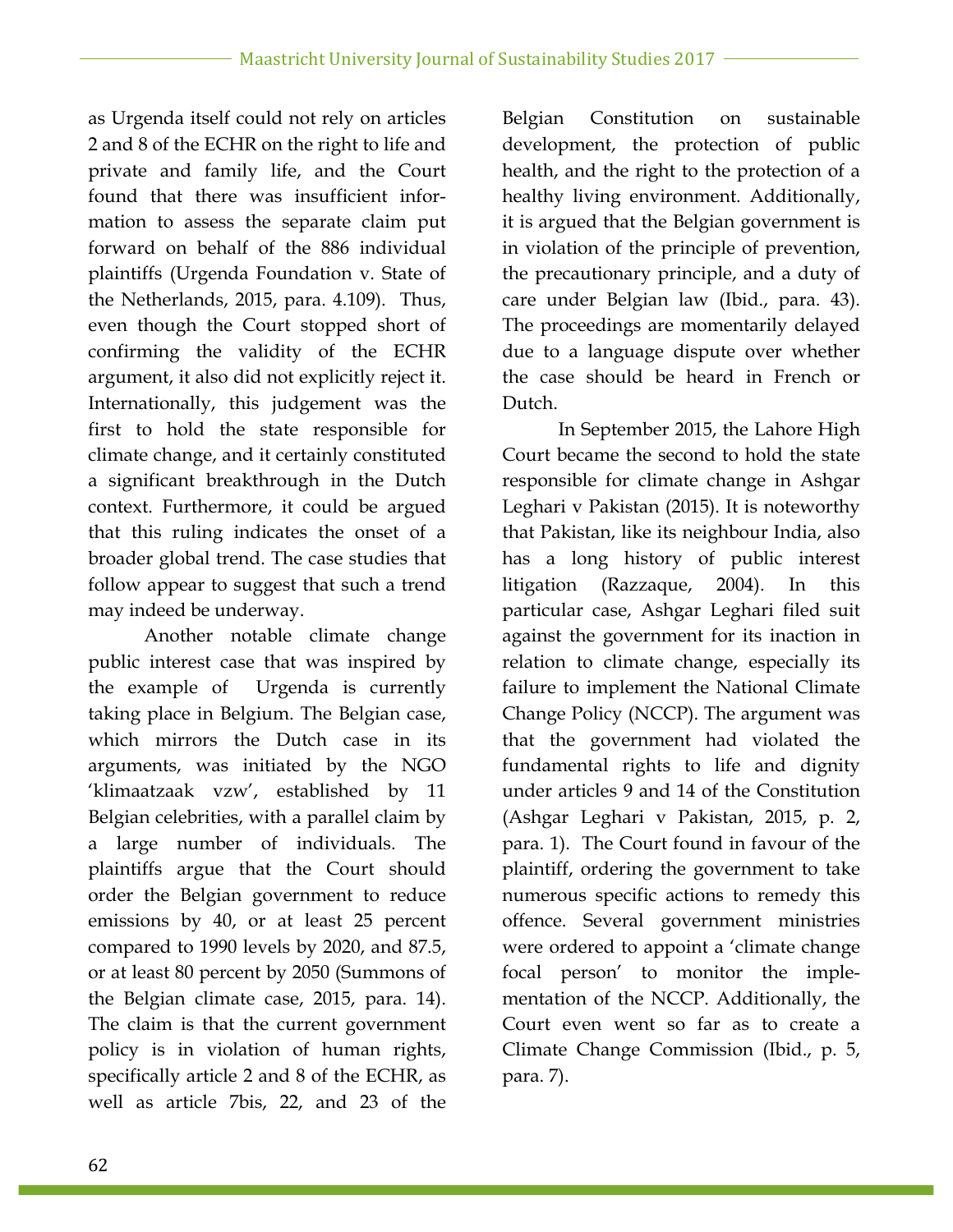as Urgenda itself could not rely on articles 2 and 8 of the ECHR on the right to life and private and family life, and the Court found that there was insufficient information to assess the separate claim put forward on behalf of the 886 individual plaintiffs (Urgenda Foundation v. State of the Netherlands, 2015, para. 4.109). Thus, even though the Court stopped short of confirming the validity of the ECHR argument, it also did not explicitly reject it. Internationally, this judgement was the first to hold the state responsible for climate change, and it certainly constituted a significant breakthrough in the Dutch context. Furthermore, it could be argued that this ruling indicates the onset of a broader global trend. The case studies that follow appear to suggest that such a trend may indeed be underway.

Another notable climate change public interest case that was inspired by the example of Urgenda is currently taking place in Belgium. The Belgian case, which mirrors the Dutch case in its arguments, was initiated by the NGO 'klimaatzaak vzw', established by 11 Belgian celebrities, with a parallel claim by a large number of individuals. The plaintiffs argue that the Court should order the Belgian government to reduce emissions by 40, or at least 25 percent compared to 1990 levels by 2020, and 87.5, or at least 80 percent by 2050 (Summons of the Belgian climate case, 2015, para. 14). The claim is that the current government policy is in violation of human rights, specifically article 2 and 8 of the ECHR, as well as article 7bis, 22, and 23 of the Belgian Constitution on sustainable development, the protection of public health, and the right to the protection of a healthy living environment. Additionally, it is argued that the Belgian government is in violation of the principle of prevention, the precautionary principle, and a duty of care under Belgian law (Ibid., para. 43). The proceedings are momentarily delayed due to a language dispute over whether the case should be heard in French or Dutch.

In September 2015, the Lahore High Court became the second to hold the state responsible for climate change in Ashgar Leghari v Pakistan (2015). It is noteworthy that Pakistan, like its neighbour India, also has a long history of public interest litigation (Razzaque, 2004). In this particular case, Ashgar Leghari filed suit against the government for its inaction in relation to climate change, especially its failure to implement the National Climate Change Policy (NCCP). The argument was that the government had violated the fundamental rights to life and dignity under articles 9 and 14 of the Constitution (Ashgar Leghari v Pakistan, 2015, p. 2, para. 1). The Court found in favour of the plaintiff, ordering the government to take numerous specific actions to remedy this offence. Several government ministries were ordered to appoint a 'climate change focal person' to monitor the implementation of the NCCP. Additionally, the Court even went so far as to create a Climate Change Commission (Ibid., p. 5, para. 7).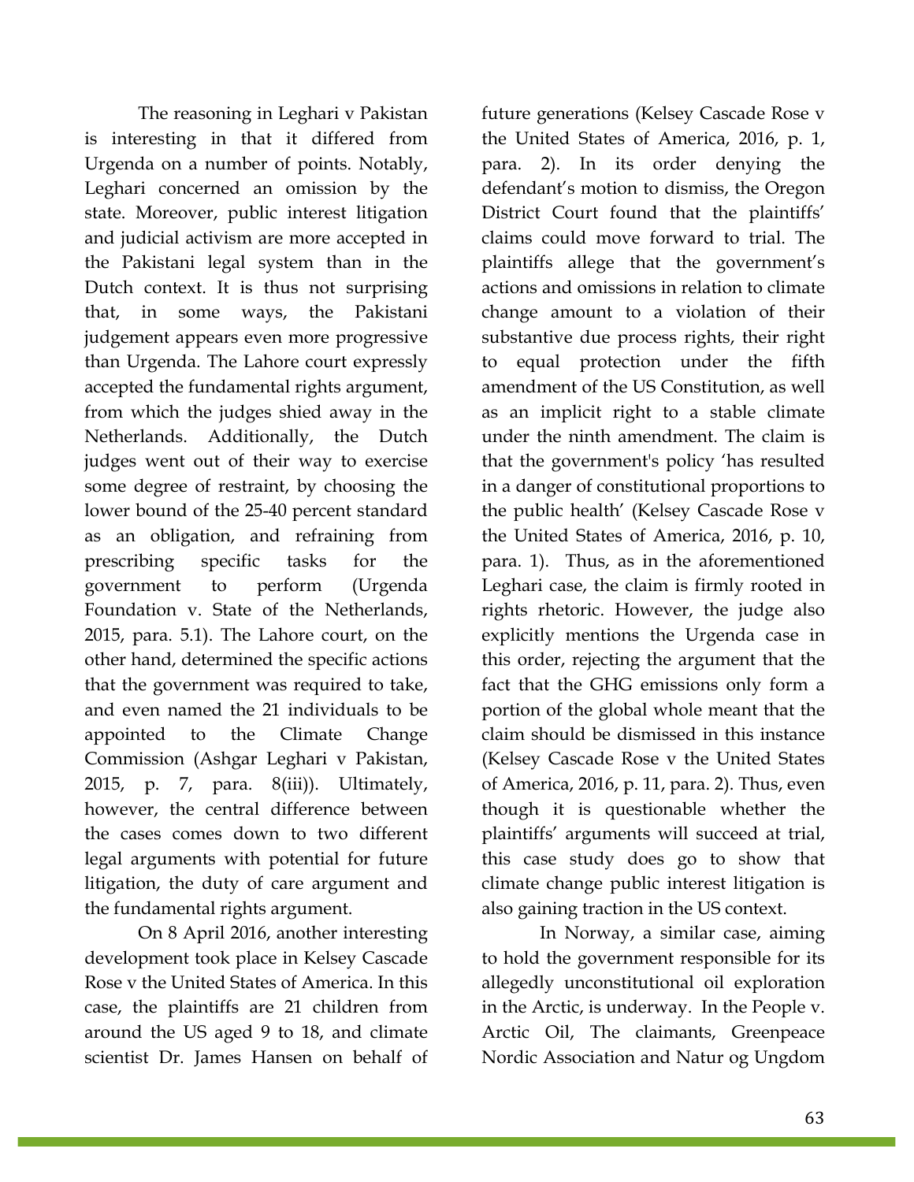The reasoning in Leghari v Pakistan is interesting in that it differed from Urgenda on a number of points. Notably, Leghari concerned an omission by the state. Moreover, public interest litigation and judicial activism are more accepted in the Pakistani legal system than in the Dutch context. It is thus not surprising that, in some ways, the Pakistani judgement appears even more progressive than Urgenda. The Lahore court expressly accepted the fundamental rights argument, from which the judges shied away in the Netherlands. Additionally, the Dutch judges went out of their way to exercise some degree of restraint, by choosing the lower bound of the 25-40 percent standard as an obligation, and refraining from prescribing specific tasks for the government to perform (Urgenda Foundation v. State of the Netherlands, 2015, para. 5.1). The Lahore court, on the other hand, determined the specific actions that the government was required to take, and even named the 21 individuals to be appointed to the Climate Change Commission (Ashgar Leghari v Pakistan, 2015, p. 7, para. 8(iii)). Ultimately, however, the central difference between the cases comes down to two different legal arguments with potential for future litigation, the duty of care argument and the fundamental rights argument.

On 8 April 2016, another interesting development took place in Kelsey Cascade Rose v the United States of America. In this case, the plaintiffs are 21 children from around the US aged 9 to 18, and climate scientist Dr. James Hansen on behalf of future generations (Kelsey Cascade Rose v the United States of America, 2016, p. 1, para. 2). In its order denying the defendant's motion to dismiss, the Oregon District Court found that the plaintiffs' claims could move forward to trial. The plaintiffs allege that the government's actions and omissions in relation to climate change amount to a violation of their substantive due process rights, their right to equal protection under the fifth amendment of the US Constitution, as well as an implicit right to a stable climate under the ninth amendment. The claim is that the government's policy 'has resulted in a danger of constitutional proportions to the public health' (Kelsey Cascade Rose v the United States of America, 2016, p. 10, para. 1). Thus, as in the aforementioned Leghari case, the claim is firmly rooted in rights rhetoric. However, the judge also explicitly mentions the Urgenda case in this order, rejecting the argument that the fact that the GHG emissions only form a portion of the global whole meant that the claim should be dismissed in this instance (Kelsey Cascade Rose v the United States of America, 2016, p. 11, para. 2). Thus, even though it is questionable whether the plaintiffs' arguments will succeed at trial, this case study does go to show that climate change public interest litigation is also gaining traction in the US context.

In Norway, a similar case, aiming to hold the government responsible for its allegedly unconstitutional oil exploration in the Arctic, is underway. In the People v. Arctic Oil, The claimants, Greenpeace Nordic Association and Natur og Ungdom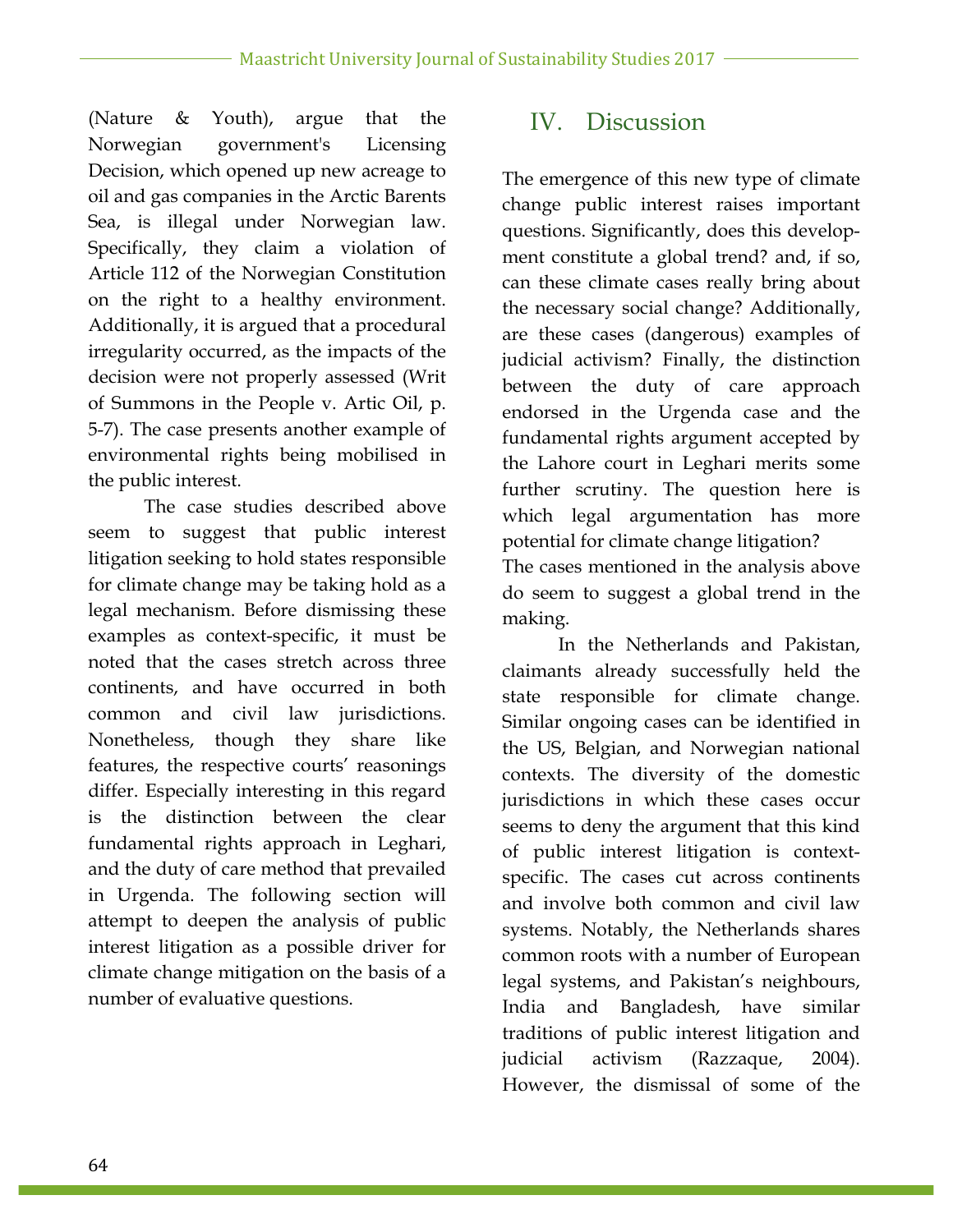(Nature & Youth), argue that the Norwegian government's Licensing Decision, which opened up new acreage to oil and gas companies in the Arctic Barents Sea, is illegal under Norwegian law. Specifically, they claim a violation of Article 112 of the Norwegian Constitution on the right to a healthy environment. Additionally, it is argued that a procedural irregularity occurred, as the impacts of the decision were not properly assessed (Writ of Summons in the People v. Artic Oil, p. 5-7). The case presents another example of environmental rights being mobilised in the public interest.

The case studies described above seem to suggest that public interest litigation seeking to hold states responsible for climate change may be taking hold as a legal mechanism. Before dismissing these examples as context-specific, it must be noted that the cases stretch across three continents, and have occurred in both common and civil law jurisdictions. Nonetheless, though they share like features, the respective courts' reasonings differ. Especially interesting in this regard is the distinction between the clear fundamental rights approach in Leghari, and the duty of care method that prevailed in Urgenda. The following section will attempt to deepen the analysis of public interest litigation as a possible driver for climate change mitigation on the basis of a number of evaluative questions.

## IV. Discussion

The emergence of this new type of climate change public interest raises important questions. Significantly, does this development constitute a global trend? and, if so, can these climate cases really bring about the necessary social change? Additionally, are these cases (dangerous) examples of judicial activism? Finally, the distinction between the duty of care approach endorsed in the Urgenda case and the fundamental rights argument accepted by the Lahore court in Leghari merits some further scrutiny. The question here is which legal argumentation has more potential for climate change litigation?
The cases mentioned in the analysis above do seem to suggest a global trend in the making.

In the Netherlands and Pakistan, claimants already successfully held the state responsible for climate change. Similar ongoing cases can be identified in the US, Belgian, and Norwegian national contexts. The diversity of the domestic jurisdictions in which these cases occur seems to deny the argument that this kind of public interest litigation is context-specific. The cases cut across continents and involve both common and civil law systems. Notably, the Netherlands shares common roots with a number of European legal systems, and Pakistan's neighbours, India and Bangladesh, have similar traditions of public interest litigation and judicial activism (Razzaque, 2004). However, the dismissal of some of the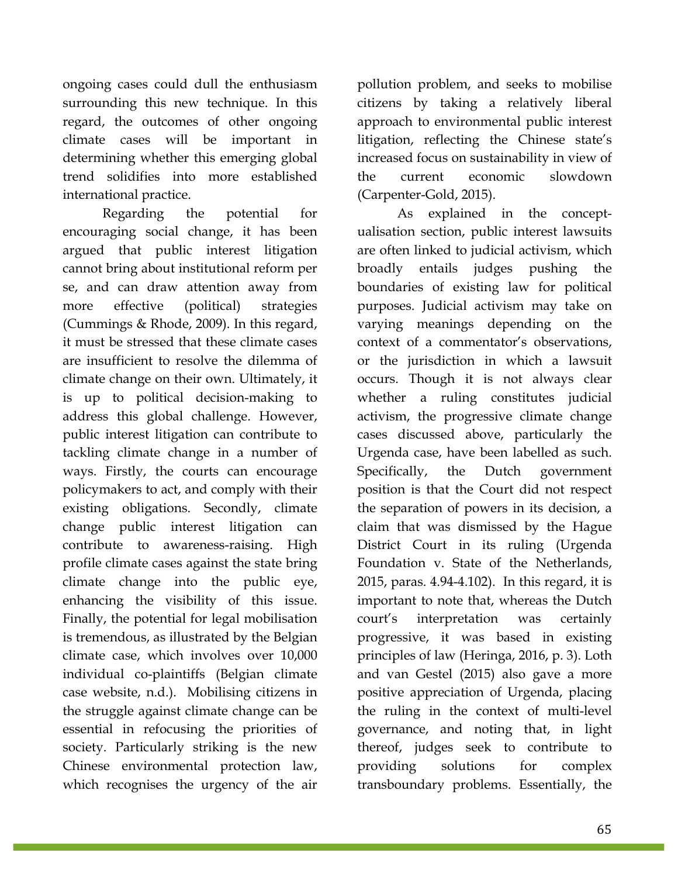ongoing cases could dull the enthusiasm surrounding this new technique. In this regard, the outcomes of other ongoing climate cases will be important in determining whether this emerging global trend solidifies into more established international practice.

Regarding the potential for encouraging social change, it has been argued that public interest litigation cannot bring about institutional reform per se, and can draw attention away from more effective (political) strategies (Cummings & Rhode, 2009). In this regard, it must be stressed that these climate cases are insufficient to resolve the dilemma of climate change on their own. Ultimately, it is up to political decision-making to address this global challenge. However, public interest litigation can contribute to tackling climate change in a number of ways. Firstly, the courts can encourage policymakers to act, and comply with their existing obligations. Secondly, climate change public interest litigation can contribute to awareness-raising. High profile climate cases against the state bring climate change into the public eye, enhancing the visibility of this issue. Finally, the potential for legal mobilisation is tremendous, as illustrated by the Belgian climate case, which involves over 10,000 individual co-plaintiffs (Belgian climate case website, n.d.). Mobilising citizens in the struggle against climate change can be essential in refocusing the priorities of society. Particularly striking is the new Chinese environmental protection law, which recognises the urgency of the air pollution problem, and seeks to mobilise citizens by taking a relatively liberal approach to environmental public interest litigation, reflecting the Chinese state's increased focus on sustainability in view of the current economic slowdown (Carpenter-Gold, 2015).

As explained in the conceptualisation section, public interest lawsuits are often linked to judicial activism, which broadly entails judges pushing the boundaries of existing law for political purposes. Judicial activism may take on varying meanings depending on the context of a commentator's observations, or the jurisdiction in which a lawsuit occurs. Though it is not always clear whether a ruling constitutes judicial activism, the progressive climate change cases discussed above, particularly the Urgenda case, have been labelled as such. Specifically, the Dutch government position is that the Court did not respect the separation of powers in its decision, a claim that was dismissed by the Hague District Court in its ruling (Urgenda Foundation v. State of the Netherlands, 2015, paras. 4.94-4.102). In this regard, it is important to note that, whereas the Dutch court's interpretation was certainly progressive, it was based in existing principles of law (Heringa, 2016, p. 3). Loth and van Gestel (2015) also gave a more positive appreciation of Urgenda, placing the ruling in the context of multi-level governance, and noting that, in light thereof, judges seek to contribute to providing solutions for complex transboundary problems. Essentially, the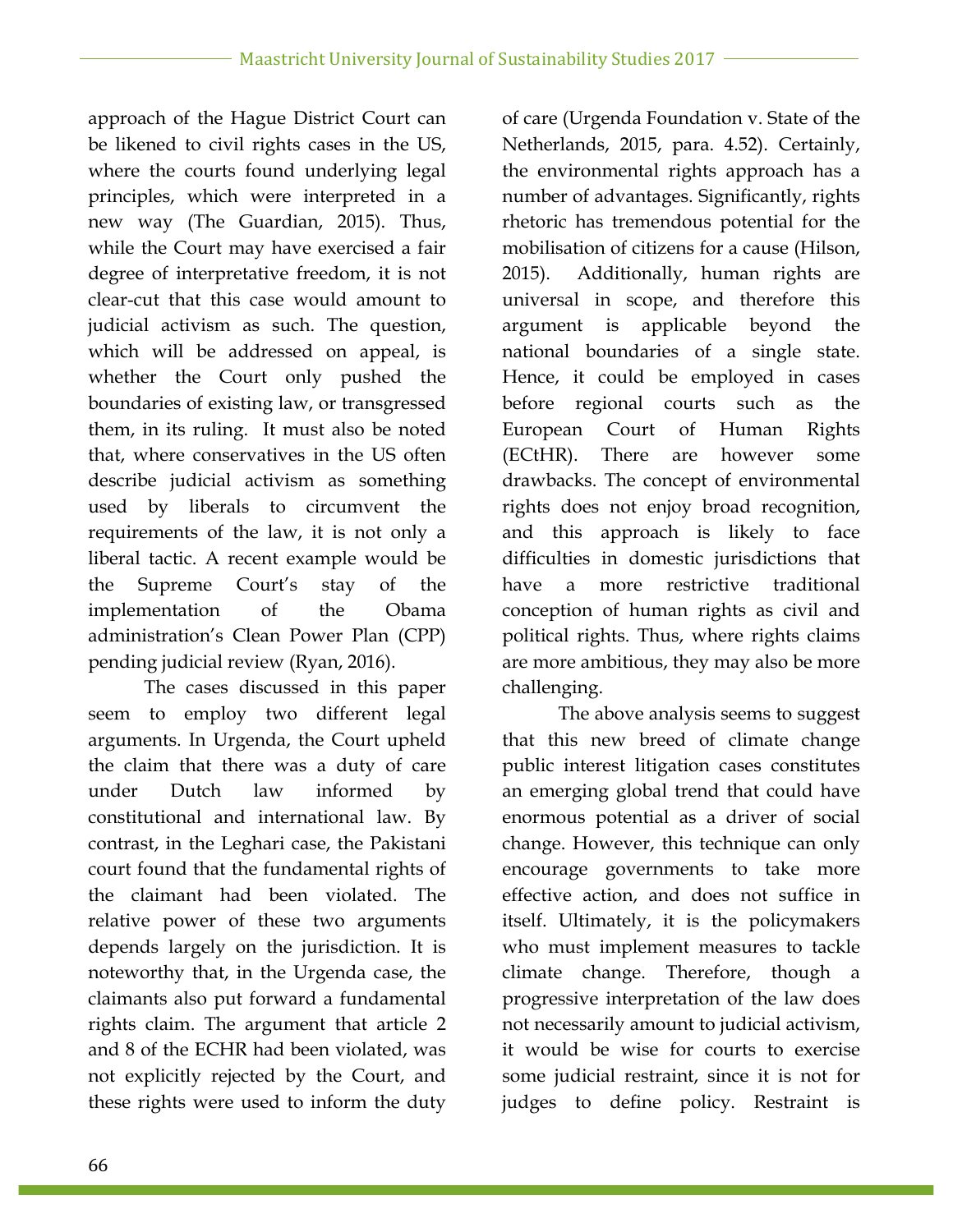approach of the Hague District Court can be likened to civil rights cases in the US, where the courts found underlying legal principles, which were interpreted in a new way (The Guardian, 2015). Thus, while the Court may have exercised a fair degree of interpretative freedom, it is not clear-cut that this case would amount to judicial activism as such. The question, which will be addressed on appeal, is whether the Court only pushed the boundaries of existing law, or transgressed them, in its ruling. It must also be noted that, where conservatives in the US often describe judicial activism as something used by liberals to circumvent the requirements of the law, it is not only a liberal tactic. A recent example would be the Supreme Court's stay of the implementation of the Obama administration's Clean Power Plan (CPP) pending judicial review (Ryan, 2016).

The cases discussed in this paper seem to employ two different legal arguments. In Urgenda, the Court upheld the claim that there was a duty of care under Dutch law informed by constitutional and international law. By contrast, in the Leghari case, the Pakistani court found that the fundamental rights of the claimant had been violated. The relative power of these two arguments depends largely on the jurisdiction. It is noteworthy that, in the Urgenda case, the claimants also put forward a fundamental rights claim. The argument that article 2 and 8 of the ECHR had been violated, was not explicitly rejected by the Court, and these rights were used to inform the duty of care (Urgenda Foundation v. State of the Netherlands, 2015, para. 4.52). Certainly, the environmental rights approach has a number of advantages. Significantly, rights rhetoric has tremendous potential for the mobilisation of citizens for a cause (Hilson, 2015). Additionally, human rights are universal in scope, and therefore this argument is applicable beyond the national boundaries of a single state. Hence, it could be employed in cases before regional courts such as the European Court of Human Rights (ECtHR). There are however some drawbacks. The concept of environmental rights does not enjoy broad recognition, and this approach is likely to face difficulties in domestic jurisdictions that have a more restrictive traditional conception of human rights as civil and political rights. Thus, where rights claims are more ambitious, they may also be more challenging.

The above analysis seems to suggest that this new breed of climate change public interest litigation cases constitutes an emerging global trend that could have enormous potential as a driver of social change. However, this technique can only encourage governments to take more effective action, and does not suffice in itself. Ultimately, it is the policymakers who must implement measures to tackle climate change. Therefore, though a progressive interpretation of the law does not necessarily amount to judicial activism, it would be wise for courts to exercise some judicial restraint, since it is not for judges to define policy. Restraint is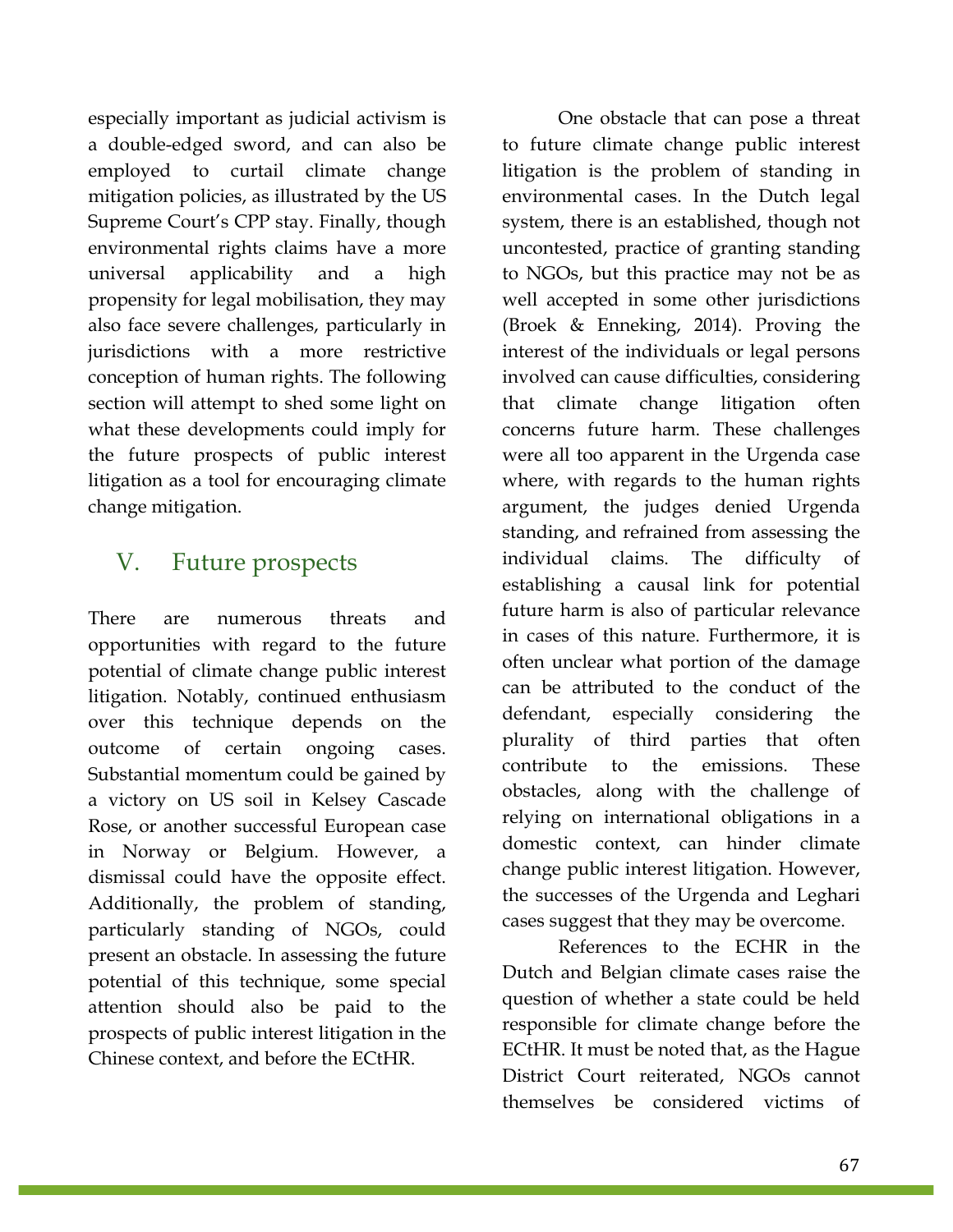especially important as judicial activism is a double-edged sword, and can also be employed to curtail climate change mitigation policies, as illustrated by the US Supreme Court's CPP stay. Finally, though environmental rights claims have a more universal applicability and a high propensity for legal mobilisation, they may also face severe challenges, particularly in jurisdictions with a more restrictive conception of human rights. The following section will attempt to shed some light on what these developments could imply for the future prospects of public interest litigation as a tool for encouraging climate change mitigation.

## V. Future prospects

There are numerous threats and opportunities with regard to the future potential of climate change public interest litigation. Notably, continued enthusiasm over this technique depends on the outcome of certain ongoing cases. Substantial momentum could be gained by a victory on US soil in Kelsey Cascade Rose, or another successful European case in Norway or Belgium. However, a dismissal could have the opposite effect. Additionally, the problem of standing, particularly standing of NGOs, could present an obstacle. In assessing the future potential of this technique, some special attention should also be paid to the prospects of public interest litigation in the Chinese context, and before the ECtHR.

One obstacle that can pose a threat to future climate change public interest litigation is the problem of standing in environmental cases. In the Dutch legal system, there is an established, though not uncontested, practice of granting standing to NGOs, but this practice may not be as well accepted in some other jurisdictions (Broek & Enneking, 2014). Proving the interest of the individuals or legal persons involved can cause difficulties, considering that climate change litigation often concerns future harm. These challenges were all too apparent in the Urgenda case where, with regards to the human rights argument, the judges denied Urgenda standing, and refrained from assessing the individual claims. The difficulty of establishing a causal link for potential future harm is also of particular relevance in cases of this nature. Furthermore, it is often unclear what portion of the damage can be attributed to the conduct of the defendant, especially considering the plurality of third parties that often contribute to the emissions. These obstacles, along with the challenge of relying on international obligations in a domestic context, can hinder climate change public interest litigation. However, the successes of the Urgenda and Leghari cases suggest that they may be overcome.

References to the ECHR in the Dutch and Belgian climate cases raise the question of whether a state could be held responsible for climate change before the ECtHR. It must be noted that, as the Hague District Court reiterated, NGOs cannot themselves be considered victims of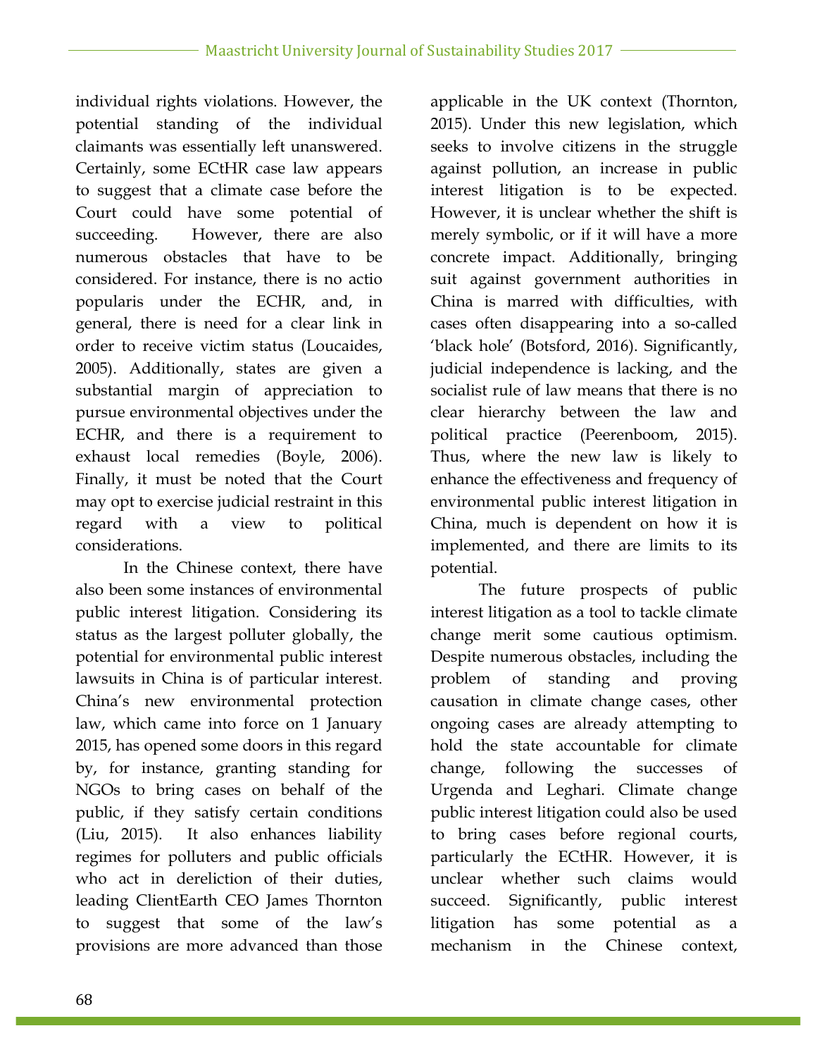individual rights violations. However, the potential standing of the individual claimants was essentially left unanswered. Certainly, some ECtHR case law appears to suggest that a climate case before the Court could have some potential of succeeding. However, there are also numerous obstacles that have to be considered. For instance, there is no actio popularis under the ECHR, and, in general, there is need for a clear link in order to receive victim status (Loucaides, 2005). Additionally, states are given a substantial margin of appreciation to pursue environmental objectives under the ECHR, and there is a requirement to exhaust local remedies (Boyle, 2006). Finally, it must be noted that the Court may opt to exercise judicial restraint in this regard with a view to political considerations.

In the Chinese context, there have also been some instances of environmental public interest litigation. Considering its status as the largest polluter globally, the potential for environmental public interest lawsuits in China is of particular interest. China's new environmental protection law, which came into force on 1 January 2015, has opened some doors in this regard by, for instance, granting standing for NGOs to bring cases on behalf of the public, if they satisfy certain conditions (Liu, 2015). It also enhances liability regimes for polluters and public officials who act in dereliction of their duties, leading ClientEarth CEO James Thornton to suggest that some of the law's provisions are more advanced than those applicable in the UK context (Thornton, 2015). Under this new legislation, which seeks to involve citizens in the struggle against pollution, an increase in public interest litigation is to be expected. However, it is unclear whether the shift is merely symbolic, or if it will have a more concrete impact. Additionally, bringing suit against government authorities in China is marred with difficulties, with cases often disappearing into a so-called 'black hole' (Botsford, 2016). Significantly, judicial independence is lacking, and the socialist rule of law means that there is no clear hierarchy between the law and political practice (Peerenboom, 2015). Thus, where the new law is likely to enhance the effectiveness and frequency of environmental public interest litigation in China, much is dependent on how it is implemented, and there are limits to its potential.

The future prospects of public interest litigation as a tool to tackle climate change merit some cautious optimism. Despite numerous obstacles, including the problem of standing and proving causation in climate change cases, other ongoing cases are already attempting to hold the state accountable for climate change, following the successes of Urgenda and Leghari. Climate change public interest litigation could also be used to bring cases before regional courts, particularly the ECtHR. However, it is unclear whether such claims would succeed. Significantly, public interest litigation has some potential as a mechanism in the Chinese context,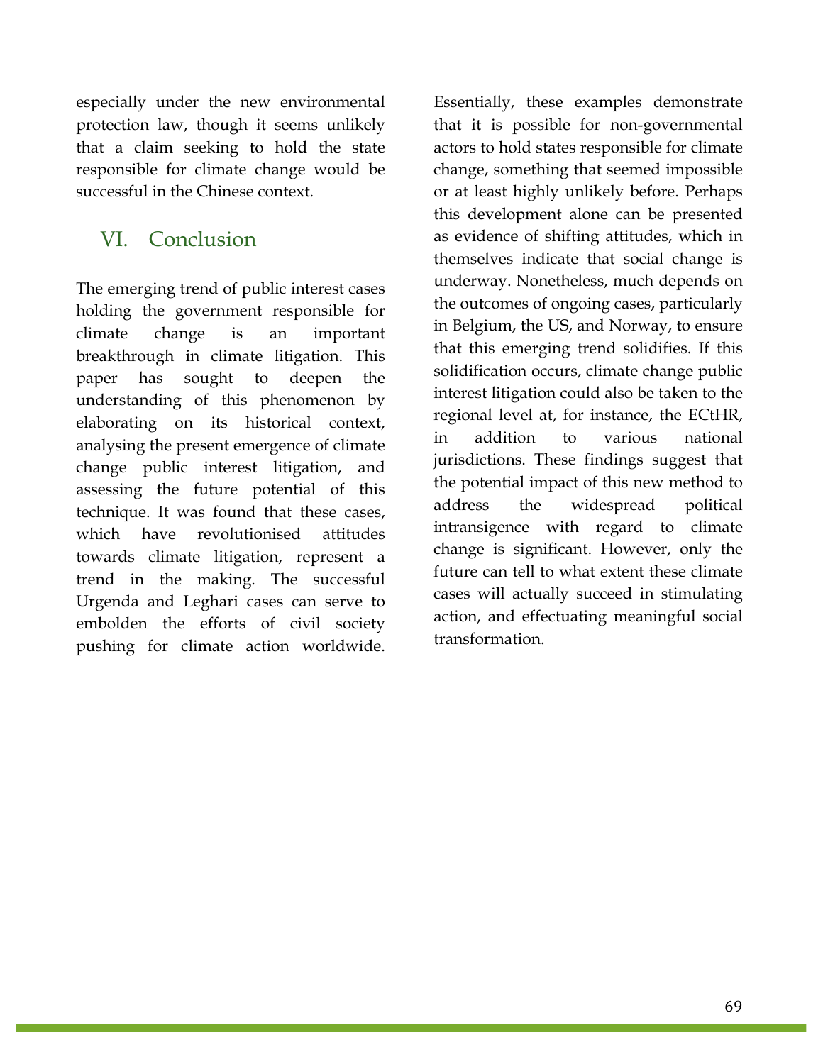especially under the new environmental protection law, though it seems unlikely that a claim seeking to hold the state responsible for climate change would be successful in the Chinese context.

## VI. Conclusion

The emerging trend of public interest cases holding the government responsible for climate change is an important breakthrough in climate litigation. This paper has sought to deepen the understanding of this phenomenon by elaborating on its historical context, analysing the present emergence of climate change public interest litigation, and assessing the future potential of this technique. It was found that these cases, which have revolutionised attitudes towards climate litigation, represent a trend in the making. The successful Urgenda and Leghari cases can serve to embolden the efforts of civil society pushing for climate action worldwide. Essentially, these examples demonstrate that it is possible for non-governmental actors to hold states responsible for climate change, something that seemed impossible or at least highly unlikely before. Perhaps this development alone can be presented as evidence of shifting attitudes, which in themselves indicate that social change is underway. Nonetheless, much depends on the outcomes of ongoing cases, particularly in Belgium, the US, and Norway, to ensure that this emerging trend solidifies. If this solidification occurs, climate change public interest litigation could also be taken to the regional level at, for instance, the ECtHR, in addition to various national jurisdictions. These findings suggest that the potential impact of this new method to address the widespread political intransigence with regard to climate change is significant. However, only the future can tell to what extent these climate cases will actually succeed in stimulating action, and effectuating meaningful social transformation.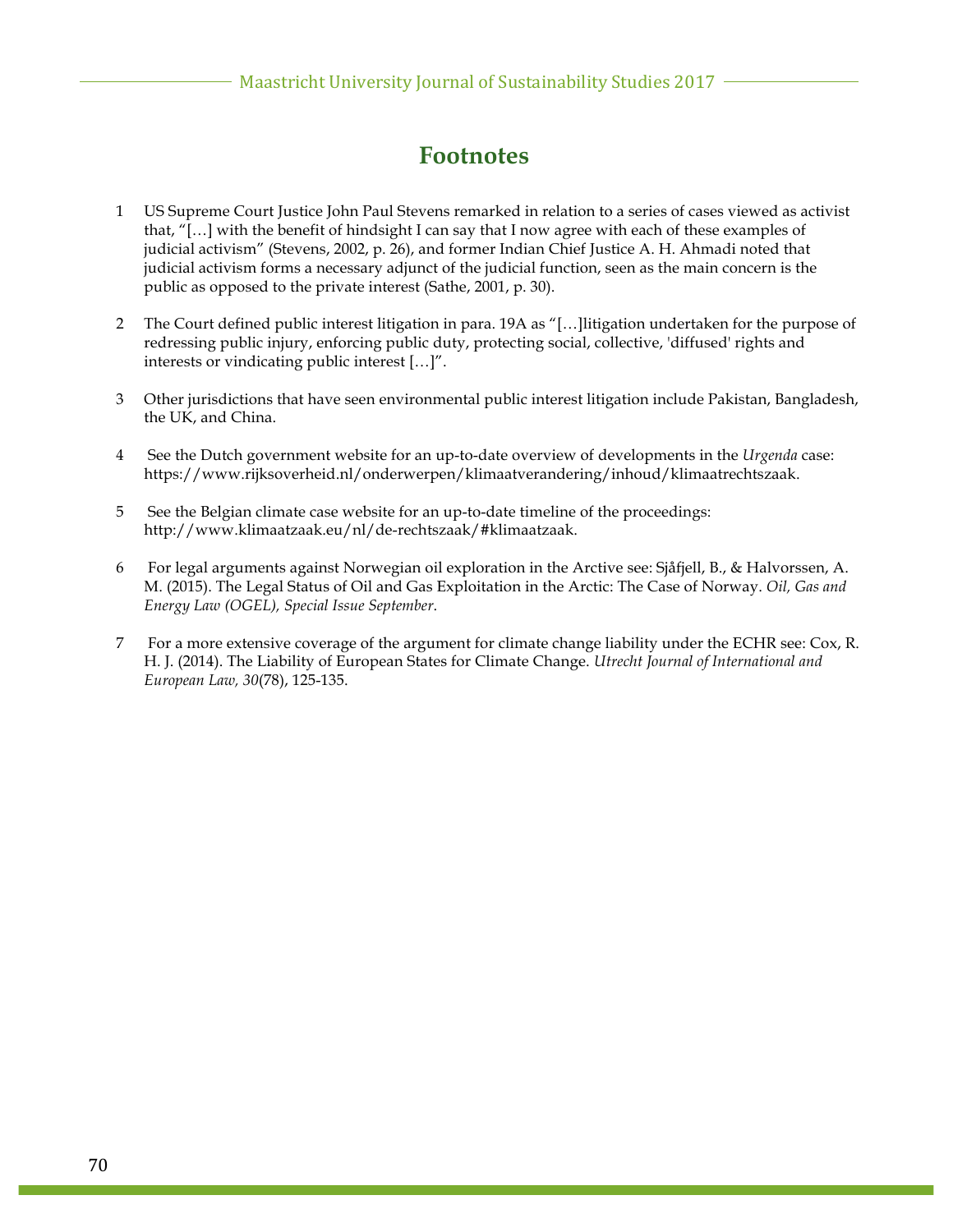# Footnotes

1 US Supreme Court Justice John Paul Stevens remarked in relation to a series of cases viewed as activist that, "[…] with the benefit of hindsight I can say that I now agree with each of these examples of judicial activism" (Stevens, 2002, p. 26), and former Indian Chief Justice A. H. Ahmadi noted that judicial activism forms a necessary adjunct of the judicial function, seen as the main concern is the public as opposed to the private interest (Sathe, 2001, p. 30).

2 The Court defined public interest litigation in para. 19A as "[…]litigation undertaken for the purpose of redressing public injury, enforcing public duty, protecting social, collective, 'diffused' rights and interests or vindicating public interest […]".

3 Other jurisdictions that have seen environmental public interest litigation include Pakistan, Bangladesh, the UK, and China.

4 See the Dutch government website for an up-to-date overview of developments in the *Urgenda* case: https://www.rijksoverheid.nl/onderwerpen/klimaatverandering/inhoud/klimaatrechtszaak.

5 See the Belgian climate case website for an up-to-date timeline of the proceedings: http://www.klimaatzaak.eu/nl/de-rechtszaak/#klimaatzaak.

6 For legal arguments against Norwegian oil exploration in the Arctive see: Sjåfjell, B., & Halvorssen, A. M. (2015). The Legal Status of Oil and Gas Exploitation in the Arctic: The Case of Norway. *Oil, Gas and Energy Law (OGEL), Special Issue September*.

7 For a more extensive coverage of the argument for climate change liability under the ECHR see: Cox, R. H. J. (2014). The Liability of European States for Climate Change. *Utrecht Journal of International and European Law, 30*(78), 125-135.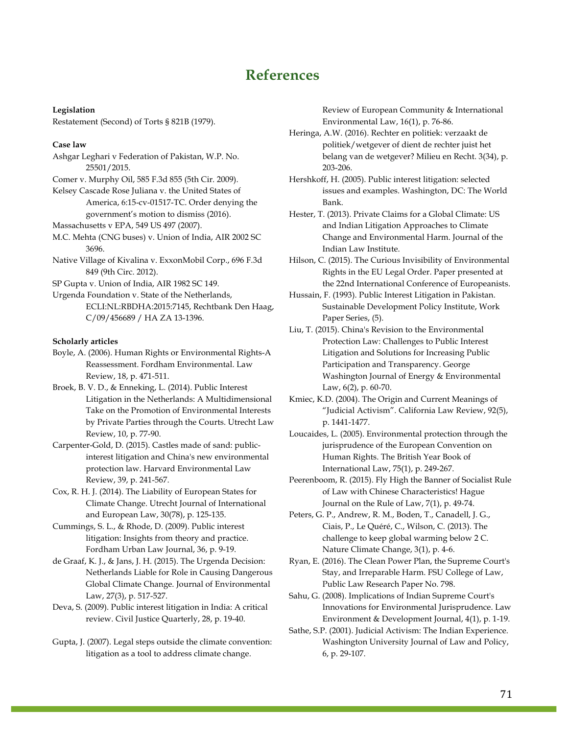# References

**Legislation**

Restatement (Second) of Torts § 821B (1979).

**Case law**

Ashgar Leghari v Federation of Pakistan, W.P. No. 25501/2015.

Comer v. Murphy Oil, 585 F.3d 855 (5th Cir. 2009).

Kelsey Cascade Rose Juliana v. the United States of America, 6:15-cv-01517-TC. Order denying the government's motion to dismiss (2016).

Massachusetts v EPA, 549 US 497 (2007).

M.C. Mehta (CNG buses) v. Union of India, AIR 2002 SC 3696.

Native Village of Kivalina v. ExxonMobil Corp., 696 F.3d 849 (9th Circ. 2012).

SP Gupta v. Union of India, AIR 1982 SC 149.

Urgenda Foundation v. State of the Netherlands, ECLI:NL:RBDHA:2015:7145, Rechtbank Den Haag, C/09/456689 / HA ZA 13-1396.

**Scholarly articles**

Boyle, A. (2006). Human Rights or Environmental Rights-A Reassessment. Fordham Environmental. Law Review, 18, p. 471-511.

Broek, B. V. D., & Enneking, L. (2014). Public Interest Litigation in the Netherlands: A Multidimensional Take on the Promotion of Environmental Interests by Private Parties through the Courts. Utrecht Law Review, 10, p. 77-90.

Carpenter-Gold, D. (2015). Castles made of sand: public-interest litigation and China's new environmental protection law. Harvard Environmental Law Review, 39, p. 241-567.

Cox, R. H. J. (2014). The Liability of European States for Climate Change. Utrecht Journal of International and European Law, 30(78), p. 125-135.

Cummings, S. L., & Rhode, D. (2009). Public interest litigation: Insights from theory and practice. Fordham Urban Law Journal, 36, p. 9-19.

de Graaf, K. J., & Jans, J. H. (2015). The Urgenda Decision: Netherlands Liable for Role in Causing Dangerous Global Climate Change. Journal of Environmental Law, 27(3), p. 517-527.

Deva, S. (2009). Public interest litigation in India: A critical review. Civil Justice Quarterly, 28, p. 19-40.

Gupta, J. (2007). Legal steps outside the climate convention: litigation as a tool to address climate change. Review of European Community & International Environmental Law, 16(1), p. 76-86.

Heringa, A.W. (2016). Rechter en politiek: verzaakt de politiek/wetgever of dient de rechter juist het belang van de wetgever? Milieu en Recht. 3(34), p. 203-206.

Hershkoff, H. (2005). Public interest litigation: selected issues and examples. Washington, DC: The World Bank.

Hester, T. (2013). Private Claims for a Global Climate: US and Indian Litigation Approaches to Climate Change and Environmental Harm. Journal of the Indian Law Institute.

Hilson, C. (2015). The Curious Invisibility of Environmental Rights in the EU Legal Order. Paper presented at the 22nd International Conference of Europeanists.

Hussain, F. (1993). Public Interest Litigation in Pakistan. Sustainable Development Policy Institute, Work Paper Series, (5).

Liu, T. (2015). China's Revision to the Environmental Protection Law: Challenges to Public Interest Litigation and Solutions for Increasing Public Participation and Transparency. George Washington Journal of Energy & Environmental Law, 6(2), p. 60-70.

Kmiec, K.D. (2004). The Origin and Current Meanings of "Judicial Activism". California Law Review, 92(5), p. 1441-1477.

Loucaides, L. (2005). Environmental protection through the jurisprudence of the European Convention on Human Rights. The British Year Book of International Law, 75(1), p. 249-267.

Peerenboom, R. (2015). Fly High the Banner of Socialist Rule of Law with Chinese Characteristics! Hague Journal on the Rule of Law, 7(1), p. 49-74.

Peters, G. P., Andrew, R. M., Boden, T., Canadell, J. G., Ciais, P., Le Quéré, C., Wilson, C. (2013). The challenge to keep global warming below 2 C. Nature Climate Change, 3(1), p. 4-6.

Ryan, E. (2016). The Clean Power Plan, the Supreme Court's Stay, and Irreparable Harm. FSU College of Law, Public Law Research Paper No. 798.

Sahu, G. (2008). Implications of Indian Supreme Court's Innovations for Environmental Jurisprudence. Law Environment & Development Journal, 4(1), p. 1-19.

Sathe, S.P. (2001). Judicial Activism: The Indian Experience. Washington University Journal of Law and Policy, 6, p. 29-107.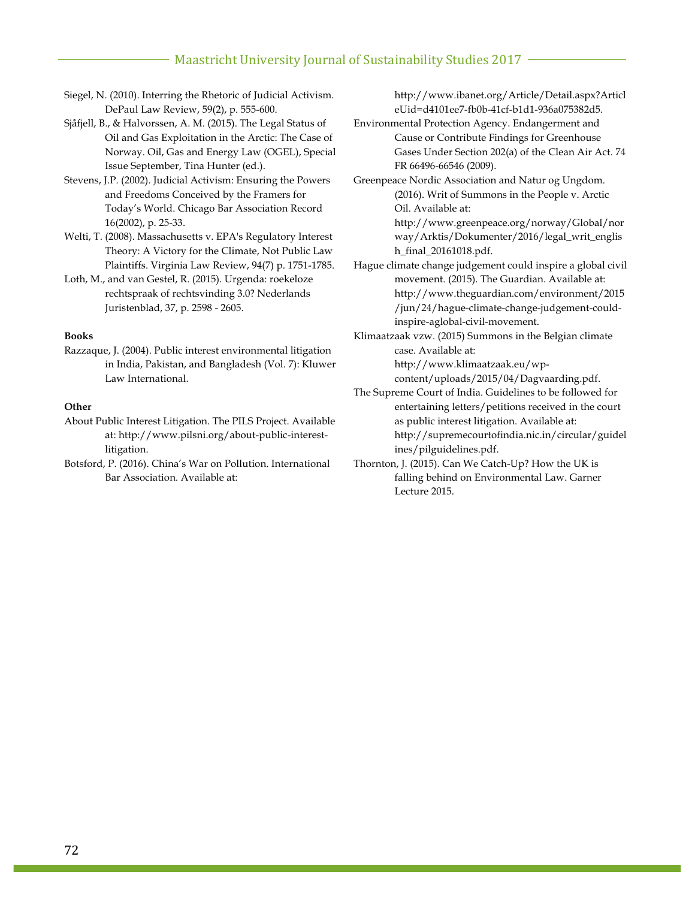Siegel, N. (2010). Interring the Rhetoric of Judicial Activism. DePaul Law Review, 59(2), p. 555-600.

Sjåfjell, B., & Halvorssen, A. M. (2015). The Legal Status of Oil and Gas Exploitation in the Arctic: The Case of Norway. Oil, Gas and Energy Law (OGEL), Special Issue September, Tina Hunter (ed.).

Stevens, J.P. (2002). Judicial Activism: Ensuring the Powers and Freedoms Conceived by the Framers for Today's World. Chicago Bar Association Record 16(2002), p. 25-33.

Welti, T. (2008). Massachusetts v. EPA's Regulatory Interest Theory: A Victory for the Climate, Not Public Law Plaintiffs. Virginia Law Review, 94(7) p. 1751-1785.

Loth, M., and van Gestel, R. (2015). Urgenda: roekeloze rechtspraak of rechtsvinding 3.0? Nederlands Juristenblad, 37, p. 2598 - 2605.

**Books**

Razzaque, J. (2004). Public interest environmental litigation in India, Pakistan, and Bangladesh (Vol. 7): Kluwer Law International.

**Other**

About Public Interest Litigation. The PILS Project. Available at: http://www.pilsni.org/about-public-interest-litigation.

Botsford, P. (2016). China's War on Pollution. International Bar Association. Available at: http://www.ibanet.org/Article/Detail.aspx?ArticleUid=d4101ee7-fb0b-41cf-b1d1-936a075382d5.

Environmental Protection Agency. Endangerment and Cause or Contribute Findings for Greenhouse Gases Under Section 202(a) of the Clean Air Act. 74 FR 66496-66546 (2009).

Greenpeace Nordic Association and Natur og Ungdom. (2016). Writ of Summons in the People v. Arctic Oil. Available at: http://www.greenpeace.org/norway/Global/norway/Arktis/Dokumenter/2016/legal_writ_english_final_20161018.pdf.

Hague climate change judgement could inspire a global civil movement. (2015). The Guardian. Available at: http://www.theguardian.com/environment/2015/jun/24/hague-climate-change-judgement-could-inspire-aglobal-civil-movement.

Klimaatzaak vzw. (2015) Summons in the Belgian climate case. Available at: http://www.klimaatzaak.eu/wp-content/uploads/2015/04/Dagvaarding.pdf.

The Supreme Court of India. Guidelines to be followed for entertaining letters/petitions received in the court as public interest litigation. Available at: http://supremecourtofindia.nic.in/circular/guidelines/pilguidelines.pdf.

Thornton, J. (2015). Can We Catch-Up? How the UK is falling behind on Environmental Law. Garner Lecture 2015.